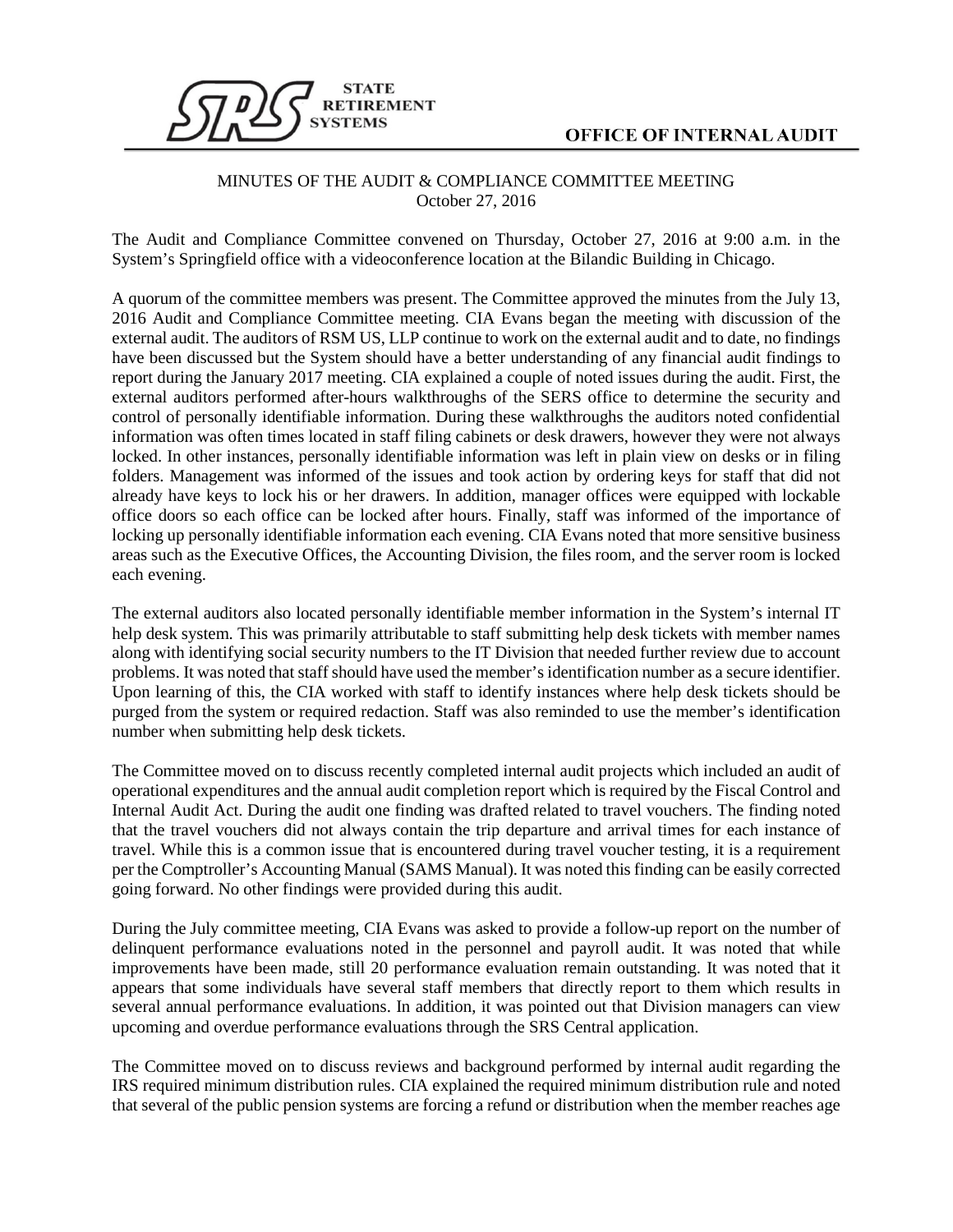STATE RETIREMENT SYSTEMS

OFFICE OF INTERNAL AUDIT

# MINUTES OF THE AUDIT & COMPLIANCE COMMITTEE MEETING

October 27, 2016

The Audit and Compliance Committee convened on Thursday, October 27, 2016 at 9:00 a.m. in the System's Springfield office with a videoconference location at the Bilandic Building in Chicago.

A quorum of the committee members was present. The Committee approved the minutes from the July 13, 2016 Audit and Compliance Committee meeting. CIA Evans began the meeting with discussion of the external audit. The auditors of RSM US, LLP continue to work on the external audit and to date, no findings have been discussed but the System should have a better understanding of any financial audit findings to report during the January 2017 meeting. CIA explained a couple of noted issues during the audit. First, the external auditors performed after-hours walkthroughs of the SERS office to determine the security and control of personally identifiable information. During these walkthroughs the auditors noted confidential information was often times located in staff filing cabinets or desk drawers, however they were not always locked. In other instances, personally identifiable information was left in plain view on desks or in filing folders. Management was informed of the issues and took action by ordering keys for staff that did not already have keys to lock his or her drawers. In addition, manager offices were equipped with lockable office doors so each office can be locked after hours. Finally, staff was informed of the importance of locking up personally identifiable information each evening. CIA Evans noted that more sensitive business areas such as the Executive Offices, the Accounting Division, the files room, and the server room is locked each evening.

The external auditors also located personally identifiable member information in the System's internal IT help desk system. This was primarily attributable to staff submitting help desk tickets with member names along with identifying social security numbers to the IT Division that needed further review due to account problems. It was noted that staff should have used the member's identification number as a secure identifier. Upon learning of this, the CIA worked with staff to identify instances where help desk tickets should be purged from the system or required redaction. Staff was also reminded to use the member's identification number when submitting help desk tickets.

The Committee moved on to discuss recently completed internal audit projects which included an audit of operational expenditures and the annual audit completion report which is required by the Fiscal Control and Internal Audit Act. During the audit one finding was drafted related to travel vouchers. The finding noted that the travel vouchers did not always contain the trip departure and arrival times for each instance of travel. While this is a common issue that is encountered during travel voucher testing, it is a requirement per the Comptroller's Accounting Manual (SAMS Manual). It was noted this finding can be easily corrected going forward. No other findings were provided during this audit.

During the July committee meeting, CIA Evans was asked to provide a follow-up report on the number of delinquent performance evaluations noted in the personnel and payroll audit. It was noted that while improvements have been made, still 20 performance evaluation remain outstanding. It was noted that it appears that some individuals have several staff members that directly report to them which results in several annual performance evaluations. In addition, it was pointed out that Division managers can view upcoming and overdue performance evaluations through the SRS Central application.

The Committee moved on to discuss reviews and background performed by internal audit regarding the IRS required minimum distribution rules. CIA explained the required minimum distribution rule and noted that several of the public pension systems are forcing a refund or distribution when the member reaches age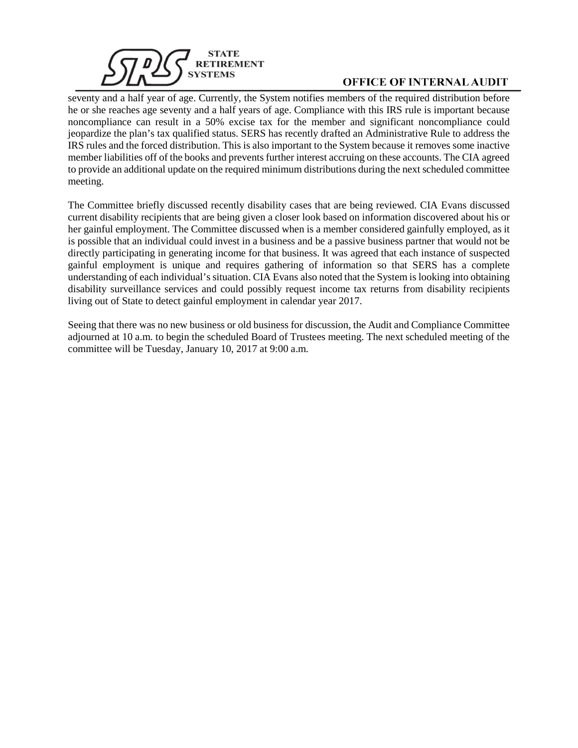seventy and a half year of age. Currently, the System notifies members of the required distribution before he or she reaches age seventy and a half years of age. Compliance with this IRS rule is important because noncompliance can result in a 50% excise tax for the member and significant noncompliance could jeopardize the plan's tax qualified status. SERS has recently drafted an Administrative Rule to address the IRS rules and the forced distribution. This is also important to the System because it removes some inactive member liabilities off of the books and prevents further interest accruing on these accounts. The CIA agreed to provide an additional update on the required minimum distributions during the next scheduled committee meeting.

The Committee briefly discussed recently disability cases that are being reviewed. CIA Evans discussed current disability recipients that are being given a closer look based on information discovered about his or her gainful employment. The Committee discussed when is a member considered gainfully employed, as it is possible that an individual could invest in a business and be a passive business partner that would not be directly participating in generating income for that business. It was agreed that each instance of suspected gainful employment is unique and requires gathering of information so that SERS has a complete understanding of each individual's situation. CIA Evans also noted that the System is looking into obtaining disability surveillance services and could possibly request income tax returns from disability recipients living out of State to detect gainful employment in calendar year 2017.

Seeing that there was no new business or old business for discussion, the Audit and Compliance Committee adjourned at 10 a.m. to begin the scheduled Board of Trustees meeting. The next scheduled meeting of the committee will be Tuesday, January 10, 2017 at 9:00 a.m.